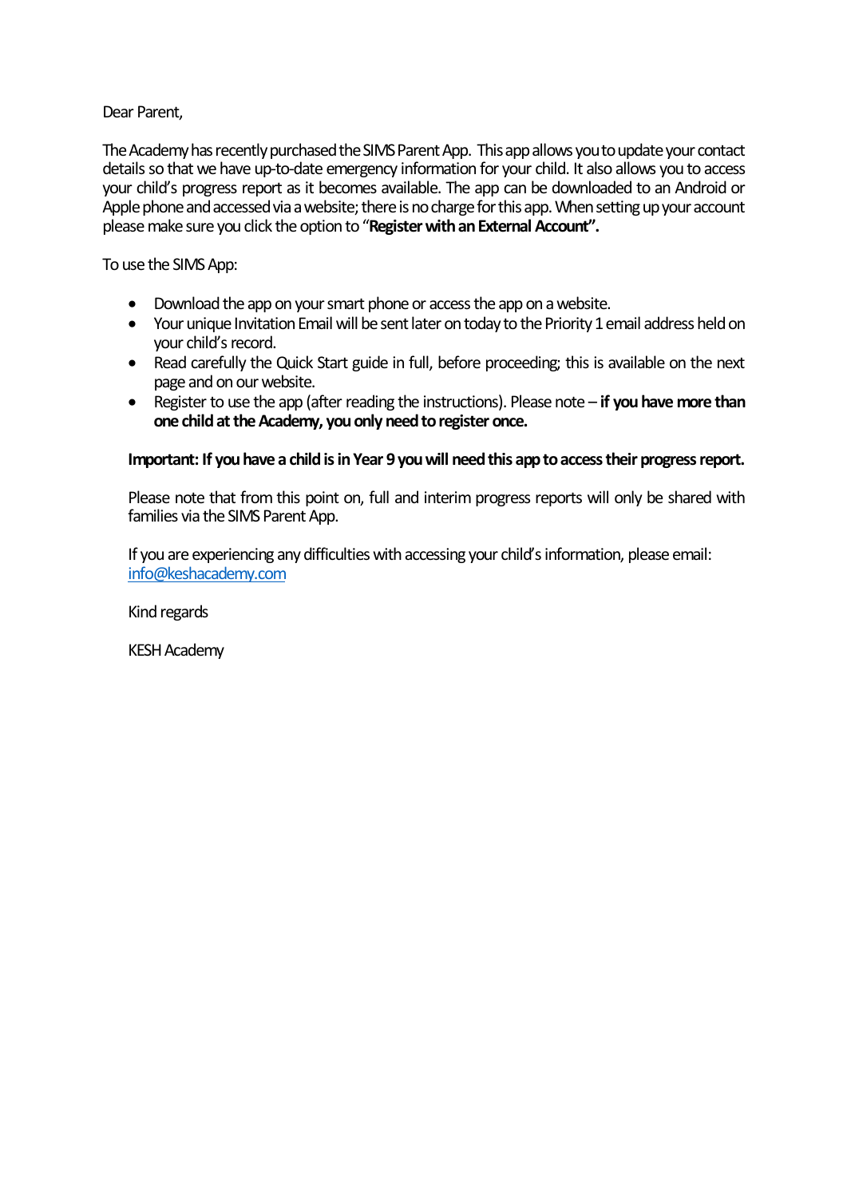Dear Parent,

The Academy has recently purchased the SIMS Parent App. This app allows you to update your contact details so that we have up-to-date emergency information for your child. It also allows you to access your child's progress report as it becomes available. The app can be downloaded to an Android or Apple phone and accessed via a website; there is no charge for this app. When setting up your account please make sure you click the option to "**Register with an External Account".**

To use the SIMS App:

- Download the app on your smart phone or access the app on a website.
- Your unique Invitation Email will be sent later on today to the Priority 1 email address held on your child's record.
- Read carefully the Quick Start guide in full, before proceeding; this is available on the next page and on our website.
- Register to use the app (after reading the instructions). Please note – **if you have more than one child at the Academy, you only need to register once.**

**Important: If you have a child is in Year 9 you will need this app to access their progress report.**

Please note that from this point on, full and interim progress reports will only be shared with families via the SIMS Parent App.

If you are experiencing any difficulties with accessing your child's information, please email: info@keshacademy.com

Kind regards

KESH Academy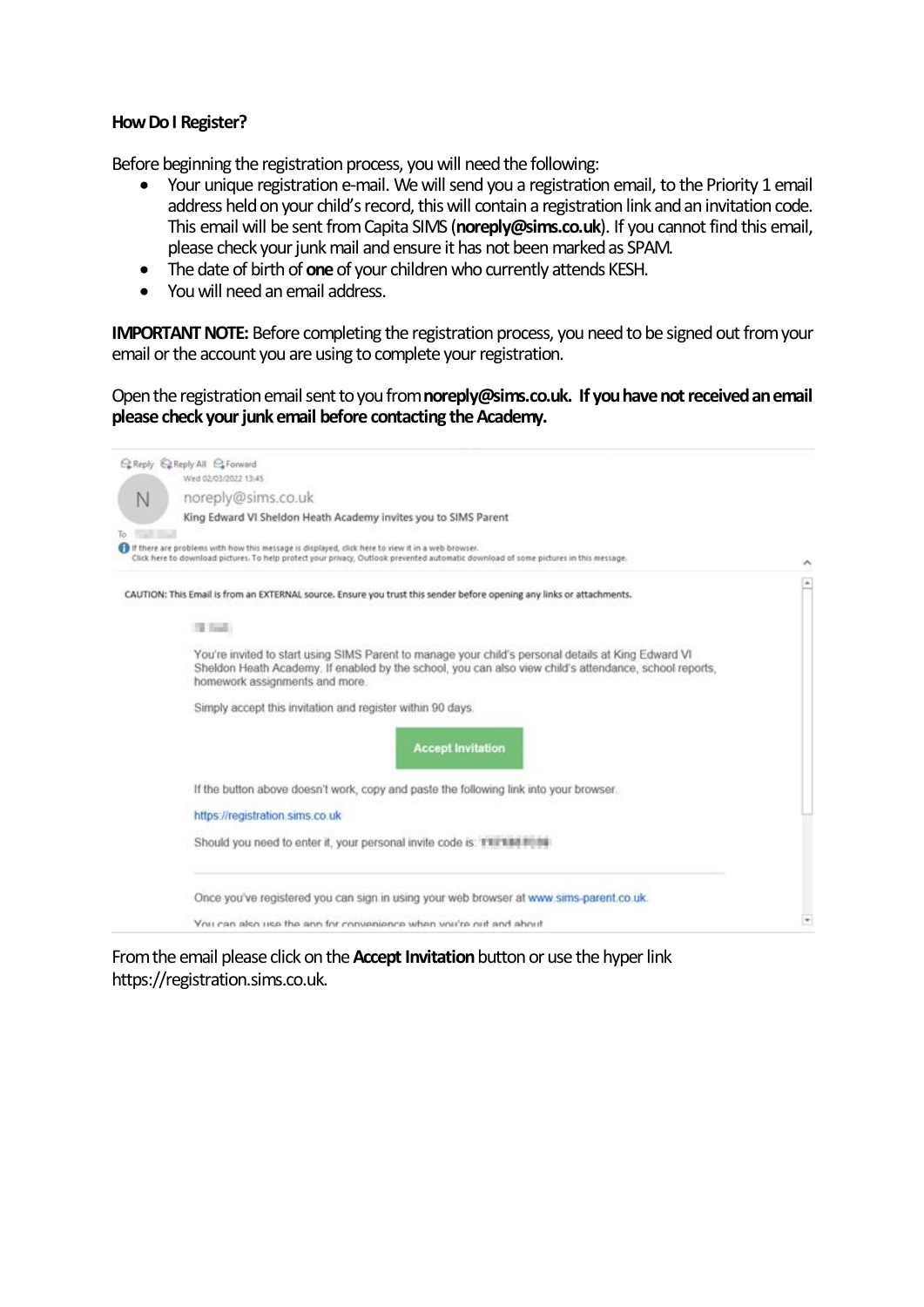**How Do I Register?**

Before beginning the registration process, you will need the following:

- Your unique registration e-mail. We will send you a registration email, to the Priority 1 email address held on your child's record, this will contain a registration link and an invitation code. This email will be sent from Capita SIMS (**noreply@sims.co.uk**). If you cannot find this email, please check your junk mail and ensure it has not been marked as SPAM.
- The date of birth of **one** of your children who currently attends KESH.
- You will need an email address.

**IMPORTANT NOTE:** Before completing the registration process, you need to be signed out from your email or the account you are using to complete your registration.

Open the registration email sent to you from **noreply@sims.co.uk. If you have not received an email please check your junk email before contacting the Academy.**

> Reply | Reply All | Forward
>
> Wed 02/03/2022 13:45
>
> noreply@sims.co.uk
>
> King Edward VI Sheldon Heath Academy invites you to SIMS Parent
>
> To
>
> If there are problems with how this message is displayed, click here to view it in a web browser.
> Click here to download pictures. To help protect your privacy, Outlook prevented automatic download of some pictures in this message.
>
> CAUTION: This Email is from an EXTERNAL source. Ensure you trust this sender before opening any links or attachments.
>
> You're invited to start using SIMS Parent to manage your child's personal details at King Edward VI Sheldon Heath Academy. If enabled by the school, you can also view child's attendance, school reports, homework assignments and more.
>
> Simply accept this invitation and register within 90 days.
>
> **Accept Invitation**
>
> If the button above doesn't work, copy and paste the following link into your browser.
>
> https://registration.sims.co.uk
>
> Should you need to enter it, your personal invite code is:
>
> Once you've registered you can sign in using your web browser at www.sims-parent.co.uk.
>
> You can also use the app for convenience when you're out and about

From the email please click on the **Accept Invitation** button or use the hyper link https://registration.sims.co.uk.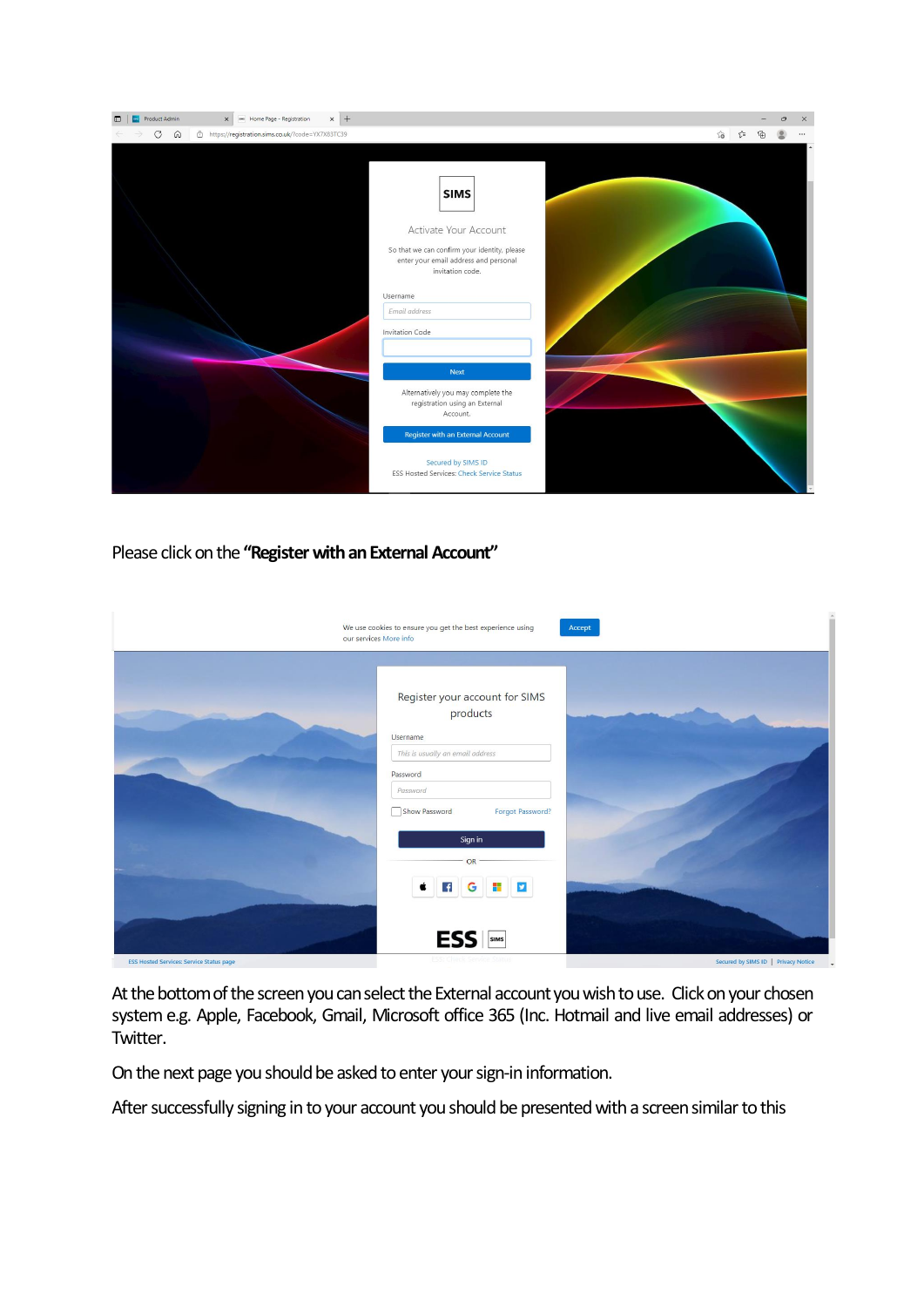Please click on the **"Register with an External Account"**

At the bottom of the screen you can select the External account you wish to use. Click on your chosen system e.g. Apple, Facebook, Gmail, Microsoft office 365 (Inc. Hotmail and live email addresses) or Twitter.

On the next page you should be asked to enter your sign-in information.

After successfully signing in to your account you should be presented with a screen similar to this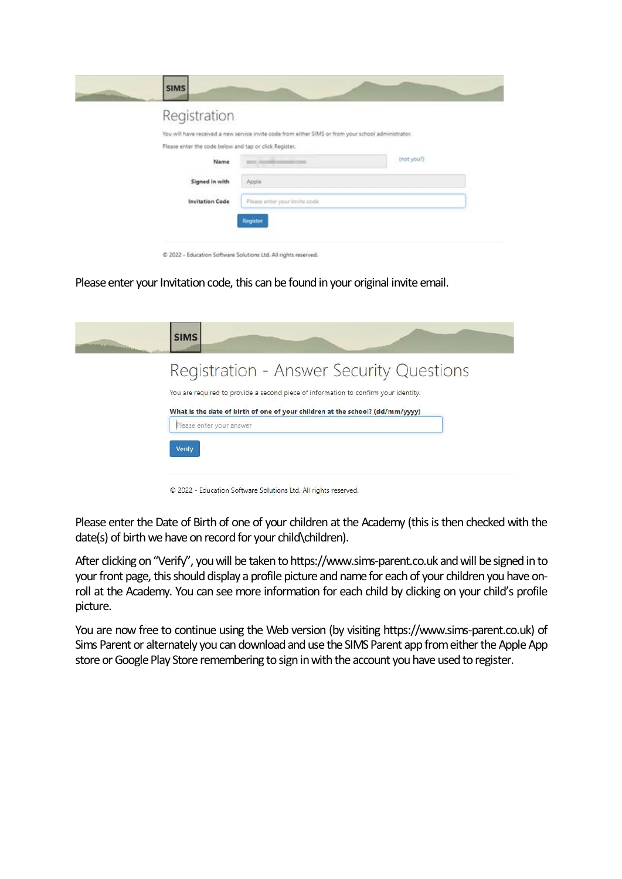SIMS

Registration

You will have received a new service invite code from either SIMS or from your school administrator.

Please enter the code below and tap or click Register.

Name (not you?)

Signed in with Apple

Invitation Code Please enter your Invite code

Register

© 2022 - Education Software Solutions Ltd. All rights reserved.

Please enter your Invitation code, this can be found in your original invite email.

SIMS

Registration - Answer Security Questions

You are required to provide a second piece of information to confirm your identity.

**What is the date of birth of one of your children at the school? (dd/mm/yyyy)**

Please enter your answer

Verify

© 2022 - Education Software Solutions Ltd. All rights reserved.

Please enter the Date of Birth of one of your children at the Academy (this is then checked with the date(s) of birth we have on record for your child\children).

After clicking on "Verify", you will be taken to https://www.sims-parent.co.uk and will be signed in to your front page, this should display a profile picture and name for each of your children you have on-roll at the Academy. You can see more information for each child by clicking on your child's profile picture.

You are now free to continue using the Web version (by visiting https://www.sims-parent.co.uk) of Sims Parent or alternately you can download and use the SIMS Parent app from either the Apple App store or Google Play Store remembering to sign in with the account you have used to register.